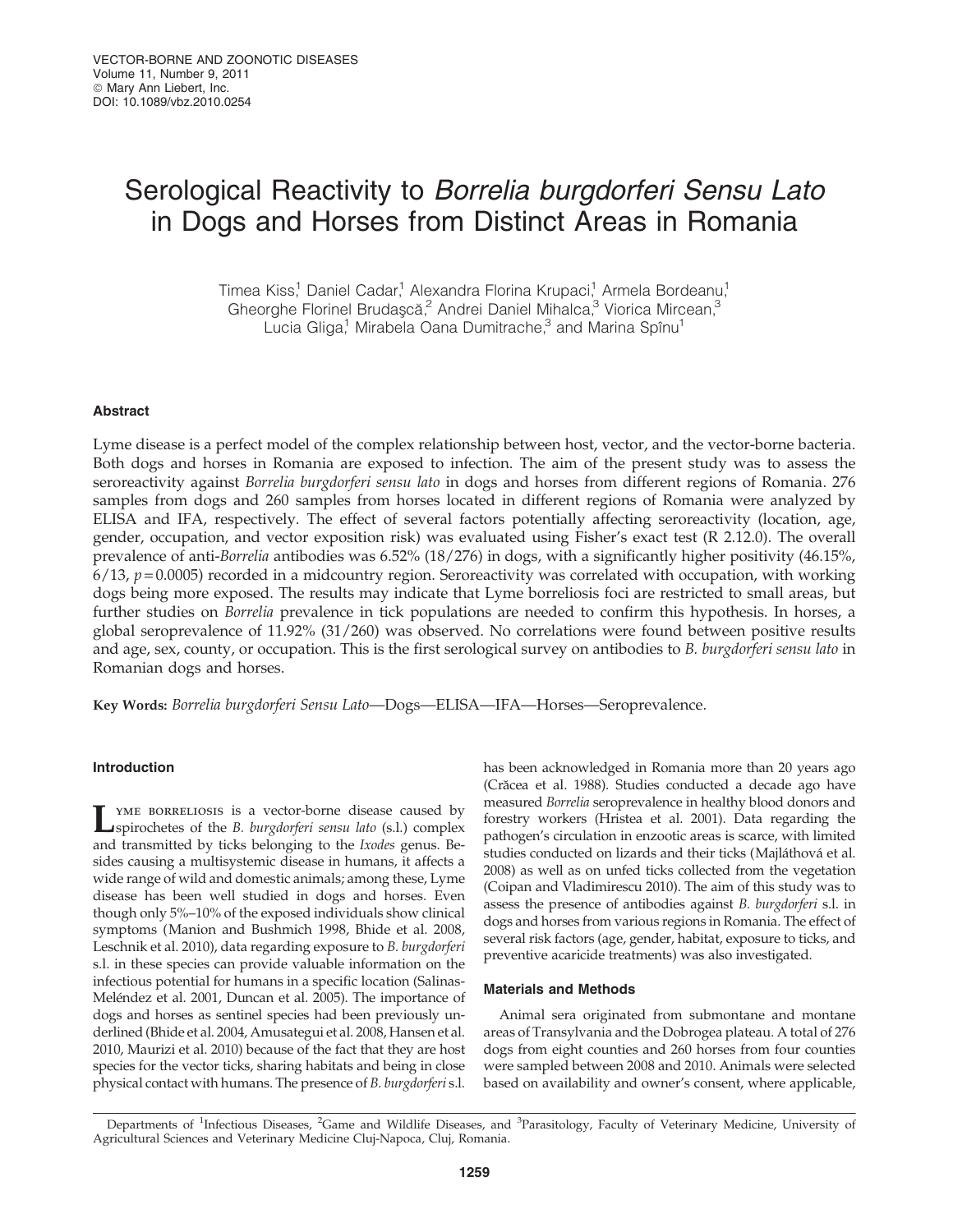# Serological Reactivity to *Borrelia burgdorferi Sensu Lato* in Dogs and Horses from Distinct Areas in Romania

Timea Kiss,[1] Daniel Cadar,[1] Alexandra Florina Krupaci,[1] Armela Bordeanu,[1] Gheorghe Florinel Brudaşcă,[2] Andrei Daniel Mihalca,[3] Viorica Mircean,[3] Lucia Gliga,[1] Mirabela Oana Dumitrache,[3] and Marina Spînu[1]

### Abstract

Lyme disease is a perfect model of the complex relationship between host, vector, and the vector-borne bacteria. Both dogs and horses in Romania are exposed to infection. The aim of the present study was to assess the seroreactivity against *Borrelia burgdorferi sensu lato* in dogs and horses from different regions of Romania. 276 samples from dogs and 260 samples from horses located in different regions of Romania were analyzed by ELISA and IFA, respectively. The effect of several factors potentially affecting seroreactivity (location, age, gender, occupation, and vector exposition risk) was evaluated using Fisher's exact test (R 2.12.0). The overall prevalence of anti-*Borrelia* antibodies was 6.52% (18/276) in dogs, with a significantly higher positivity (46.15%, 6/13, $p = 0.0005$) recorded in a midcountry region. Seroreactivity was correlated with occupation, with working dogs being more exposed. The results may indicate that Lyme borreliosis foci are restricted to small areas, but further studies on *Borrelia* prevalence in tick populations are needed to confirm this hypothesis. In horses, a global seroprevalence of 11.92% (31/260) was observed. No correlations were found between positive results and age, sex, county, or occupation. This is the first serological survey on antibodies to *B. burgdorferi sensu lato* in Romanian dogs and horses.

**Key Words:** *Borrelia burgdorferi Sensu Lato*—Dogs—ELISA—IFA—Horses—Seroprevalence.

### Introduction

Lyme borreliosis is a vector-borne disease caused by spirochetes of the *B. burgdorferi sensu lato* (s.l.) complex and transmitted by ticks belonging to the *Ixodes* genus. Besides causing a multisystemic disease in humans, it affects a wide range of wild and domestic animals; among these, Lyme disease has been well studied in dogs and horses. Even though only 5%–10% of the exposed individuals show clinical symptoms (Manion and Bushmich 1998, Bhide et al. 2008, Leschnik et al. 2010), data regarding exposure to *B. burgdorferi* s.l. in these species can provide valuable information on the infectious potential for humans in a specific location (Salinas-Meléndez et al. 2001, Duncan et al. 2005). The importance of dogs and horses as sentinel species had been previously underlined (Bhide et al. 2004, Amusategui et al. 2008, Hansen et al. 2010, Maurizi et al. 2010) because of the fact that they are host species for the vector ticks, sharing habitats and being in close physical contact with humans. The presence of *B. burgdorferi* s.l. has been acknowledged in Romania more than 20 years ago (Crăcea et al. 1988). Studies conducted a decade ago have measured *Borrelia* seroprevalence in healthy blood donors and forestry workers (Hristea et al. 2001). Data regarding the pathogen's circulation in enzootic areas is scarce, with limited studies conducted on lizards and their ticks (Majláthová et al. 2008) as well as on unfed ticks collected from the vegetation (Coipan and Vladimirescu 2010). The aim of this study was to assess the presence of antibodies against *B. burgdorferi* s.l. in dogs and horses from various regions in Romania. The effect of several risk factors (age, gender, habitat, exposure to ticks, and preventive acaricide treatments) was also investigated.

### Materials and Methods

Animal sera originated from submontane and montane areas of Transylvania and the Dobrogea plateau. A total of 276 dogs from eight counties and 260 horses from four counties were sampled between 2008 and 2010. Animals were selected based on availability and owner's consent, where applicable,

Departments of [1]Infectious Diseases, [2]Game and Wildlife Diseases, and [3]Parasitology, Faculty of Veterinary Medicine, University of Agricultural Sciences and Veterinary Medicine Cluj-Napoca, Cluj, Romania.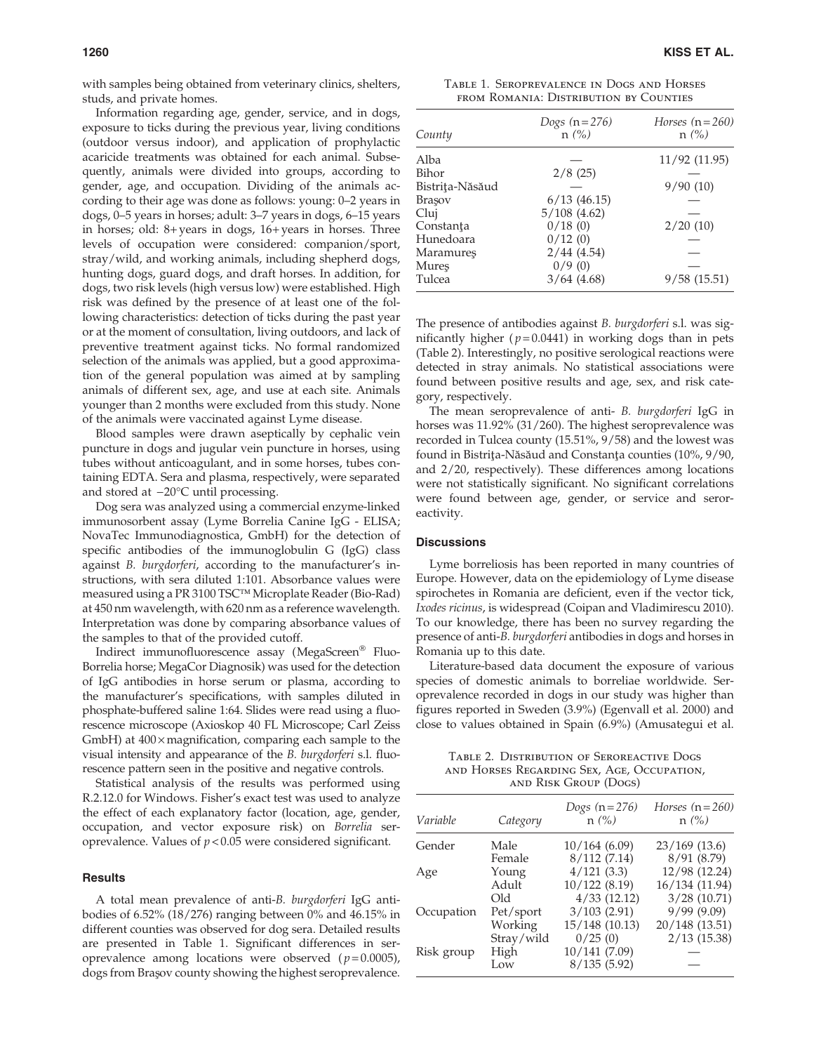with samples being obtained from veterinary clinics, shelters, studs, and private homes.

Information regarding age, gender, service, and in dogs, exposure to ticks during the previous year, living conditions (outdoor versus indoor), and application of prophylactic acaricide treatments was obtained for each animal. Subsequently, animals were divided into groups, according to gender, age, and occupation. Dividing of the animals according to their age was done as follows: young: 0–2 years in dogs, 0–5 years in horses; adult: 3–7 years in dogs, 6–15 years in horses; old: 8+ years in dogs, 16+ years in horses. Three levels of occupation were considered: companion/sport, stray/wild, and working animals, including shepherd dogs, hunting dogs, guard dogs, and draft horses. In addition, for dogs, two risk levels (high versus low) were established. High risk was defined by the presence of at least one of the following characteristics: detection of ticks during the past year or at the moment of consultation, living outdoors, and lack of preventive treatment against ticks. No formal randomized selection of the animals was applied, but a good approximation of the general population was aimed at by sampling animals of different sex, age, and use at each site. Animals younger than 2 months were excluded from this study. None of the animals were vaccinated against Lyme disease.

Blood samples were drawn aseptically by cephalic vein puncture in dogs and jugular vein puncture in horses, using tubes without anticoagulant, and in some horses, tubes containing EDTA. Sera and plasma, respectively, were separated and stored at −20°C until processing.

Dog sera was analyzed using a commercial enzyme-linked immunosorbent assay (Lyme Borrelia Canine IgG - ELISA; NovaTec Immunodiagnostica, GmbH) for the detection of specific antibodies of the immunoglobulin G (IgG) class against *B. burgdorferi*, according to the manufacturer's instructions, with sera diluted 1:101. Absorbance values were measured using a PR 3100 TSC™ Microplate Reader (Bio-Rad) at 450 nm wavelength, with 620 nm as a reference wavelength. Interpretation was done by comparing absorbance values of the samples to that of the provided cutoff.

Indirect immunofluorescence assay (MegaScreen® Fluo-Borrelia horse; MegaCor Diagnosik) was used for the detection of IgG antibodies in horse serum or plasma, according to the manufacturer's specifications, with samples diluted in phosphate-buffered saline 1:64. Slides were read using a fluorescence microscope (Axioskop 40 FL Microscope; Carl Zeiss GmbH) at 400× magnification, comparing each sample to the visual intensity and appearance of the *B. burgdorferi* s.l. fluorescence pattern seen in the positive and negative controls.

Statistical analysis of the results was performed using R.2.12.0 for Windows. Fisher's exact test was used to analyze the effect of each explanatory factor (location, age, gender, occupation, and vector exposure risk) on *Borrelia* seroprevalence. Values of $p < 0.05$ were considered significant.

## Results

A total mean prevalence of anti-*B. burgdorferi* IgG antibodies of 6.52% (18/276) ranging between 0% and 46.15% in different counties was observed for dog sera. Detailed results are presented in Table 1. Significant differences in seroprevalence among locations were observed ($p = 0.0005$), dogs from Braşov county showing the highest seroprevalence.

Table 1. Seroprevalence in Dogs and Horses from Romania: Distribution by Counties

| County | Dogs (n=276) n (%) | Horses (n=260) n (%) |
|---|---|---|
| Alba | — | 11/92 (11.95) |
| Bihor | 2/8 (25) | — |
| Bistriţa-Năsăud | — | 9/90 (10) |
| Braşov | 6/13 (46.15) | — |
| Cluj | 5/108 (4.62) | — |
| Constanţa | 0/18 (0) | 2/20 (10) |
| Hunedoara | 0/12 (0) | — |
| Maramureş | 2/44 (4.54) | — |
| Mureş | 0/9 (0) | — |
| Tulcea | 3/64 (4.68) | 9/58 (15.51) |

The presence of antibodies against *B. burgdorferi* s.l. was significantly higher ($p = 0.0441$) in working dogs than in pets (Table 2). Interestingly, no positive serological reactions were detected in stray animals. No statistical associations were found between positive results and age, sex, and risk category, respectively.

The mean seroprevalence of anti- *B. burgdorferi* IgG in horses was 11.92% (31/260). The highest seroprevalence was recorded in Tulcea county (15.51%, 9/58) and the lowest was found in Bistriţa-Năsăud and Constanţa counties (10%, 9/90, and 2/20, respectively). These differences among locations were not statistically significant. No significant correlations were found between age, gender, or service and seroreactivity.

## Discussions

Lyme borreliosis has been reported in many countries of Europe. However, data on the epidemiology of Lyme disease spirochetes in Romania are deficient, even if the vector tick, *Ixodes ricinus*, is widespread (Coipan and Vladimirescu 2010). To our knowledge, there has been no survey regarding the presence of anti-*B. burgdorferi* antibodies in dogs and horses in Romania up to this date.

Literature-based data document the exposure of various species of domestic animals to borreliae worldwide. Seroprevalence recorded in dogs in our study was higher than figures reported in Sweden (3.9%) (Egenvall et al. 2000) and close to values obtained in Spain (6.9%) (Amusategui et al.

Table 2. Distribution of Seroreactive Dogs and Horses Regarding Sex, Age, Occupation, and Risk Group (Dogs)

| Variable | Category | Dogs (n=276) n (%) | Horses (n=260) n (%) |
|---|---|---|---|
| Gender | Male | 10/164 (6.09) | 23/169 (13.6) |
| | Female | 8/112 (7.14) | 8/91 (8.79) |
| Age | Young | 4/121 (3.3) | 12/98 (12.24) |
| | Adult | 10/122 (8.19) | 16/134 (11.94) |
| | Old | 4/33 (12.12) | 3/28 (10.71) |
| Occupation | Pet/sport | 3/103 (2.91) | 9/99 (9.09) |
| | Working | 15/148 (10.13) | 20/148 (13.51) |
| | Stray/wild | 0/25 (0) | 2/13 (15.38) |
| Risk group | High | 10/141 (7.09) | — |
| | Low | 8/135 (5.92) | — |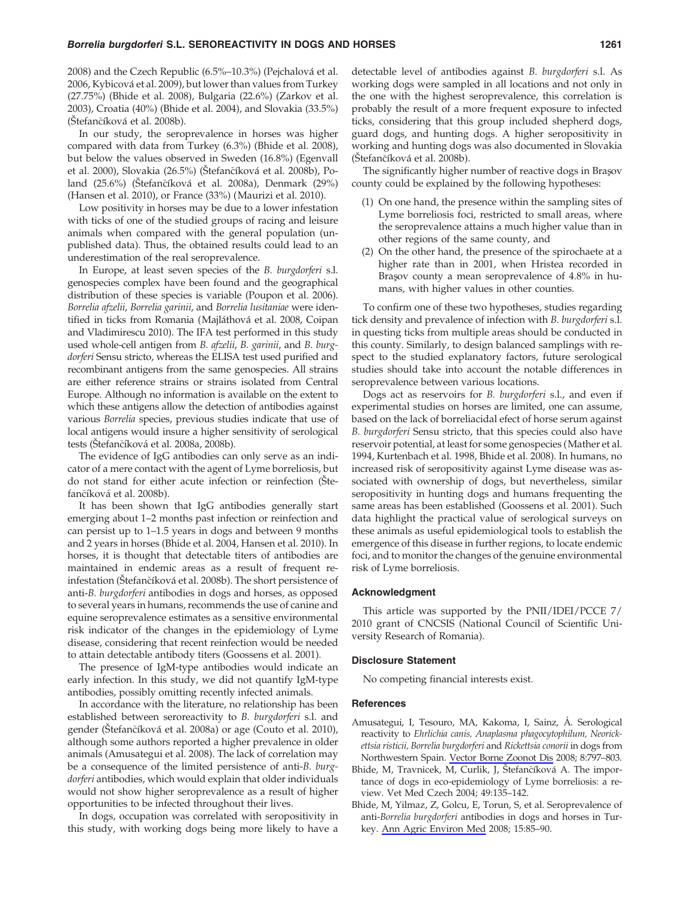2008) and the Czech Republic (6.5%–10.3%) (Pejchalová et al. 2006, Kybicová et al. 2009), but lower than values from Turkey (27.75%) (Bhide et al. 2008), Bulgaria (22.6%) (Zarkov et al. 2003), Croatia (40%) (Bhide et al. 2004), and Slovakia (33.5%) (Štefančíková et al. 2008b).

In our study, the seroprevalence in horses was higher compared with data from Turkey (6.3%) (Bhide et al. 2008), but below the values observed in Sweden (16.8%) (Egenvall et al. 2000), Slovakia (26.5%) (Štefančíková et al. 2008b), Poland (25.6%) (Štefančíková et al. 2008a), Denmark (29%) (Hansen et al. 2010), or France (33%) (Maurizi et al. 2010).

Low positivity in horses may be due to a lower infestation with ticks of one of the studied groups of racing and leisure animals when compared with the general population (unpublished data). Thus, the obtained results could lead to an underestimation of the real seroprevalence.

In Europe, at least seven species of the *B. burgdorferi* s.l. genospecies complex have been found and the geographical distribution of these species is variable (Poupon et al. 2006). *Borrelia afzelii*, *Borrelia garinii*, and *Borrelia lusitaniae* were identified in ticks from Romania (Majláthová et al. 2008, Coipan and Vladimirescu 2010). The IFA test performed in this study used whole-cell antigen from *B. afzelii*, *B. garinii*, and *B. burgdorferi* Sensu stricto, whereas the ELISA test used purified and recombinant antigens from the same genospecies. All strains are either reference strains or strains isolated from Central Europe. Although no information is available on the extent to which these antigens allow the detection of antibodies against various *Borrelia* species, previous studies indicate that use of local antigens would insure a higher sensitivity of serological tests (Štefančíková et al. 2008a, 2008b).

The evidence of IgG antibodies can only serve as an indicator of a mere contact with the agent of Lyme borreliosis, but do not stand for either acute infection or reinfection (Štefančíková et al. 2008b).

It has been shown that IgG antibodies generally start emerging about 1–2 months past infection or reinfection and can persist up to 1–1.5 years in dogs and between 9 months and 2 years in horses (Bhide et al. 2004, Hansen et al. 2010). In horses, it is thought that detectable titers of antibodies are maintained in endemic areas as a result of frequent reinfestation (Štefančíková et al. 2008b). The short persistence of anti-*B. burgdorferi* antibodies in dogs and horses, as opposed to several years in humans, recommends the use of canine and equine seroprevalence estimates as a sensitive environmental risk indicator of the changes in the epidemiology of Lyme disease, considering that recent reinfection would be needed to attain detectable antibody titers (Goossens et al. 2001).

The presence of IgM-type antibodies would indicate an early infection. In this study, we did not quantify IgM-type antibodies, possibly omitting recently infected animals.

In accordance with the literature, no relationship has been established between seroreactivity to *B. burgdorferi* s.l. and gender (Štefančíková et al. 2008a) or age (Couto et al. 2010), although some authors reported a higher prevalence in older animals (Amusategui et al. 2008). The lack of correlation may be a consequence of the limited persistence of anti-*B. burgdorferi* antibodies, which would explain that older individuals would not show higher seroprevalence as a result of higher opportunities to be infected throughout their lives.

In dogs, occupation was correlated with seropositivity in this study, with working dogs being more likely to have a detectable level of antibodies against *B. burgdorferi* s.l. As working dogs were sampled in all locations and not only in the one with the highest seroprevalence, this correlation is probably the result of a more frequent exposure to infected ticks, considering that this group included shepherd dogs, guard dogs, and hunting dogs. A higher seropositivity in working and hunting dogs was also documented in Slovakia (Štefančíková et al. 2008b).

The significantly higher number of reactive dogs in Braşov county could be explained by the following hypotheses:

(1) On one hand, the presence within the sampling sites of Lyme borreliosis foci, restricted to small areas, where the seroprevalence attains a much higher value than in other regions of the same county, and
(2) On the other hand, the presence of the spirochaete at a higher rate than in 2001, when Hristea recorded in Braşov county a mean seroprevalence of 4.8% in humans, with higher values in other counties.

To confirm one of these two hypotheses, studies regarding tick density and prevalence of infection with *B. burgdorferi* s.l. in questing ticks from multiple areas should be conducted in this county. Similarly, to design balanced samplings with respect to the studied explanatory factors, future serological studies should take into account the notable differences in seroprevalence between various locations.

Dogs act as reservoirs for *B. burgdorferi* s.l., and even if experimental studies on horses are limited, one can assume, based on the lack of borreliacidal efect of horse serum against *B. burgdorferi* Sensu stricto, that this species could also have reservoir potential, at least for some genospecies (Mather et al. 1994, Kurtenbach et al. 1998, Bhide et al. 2008). In humans, no increased risk of seropositivity against Lyme disease was associated with ownership of dogs, but nevertheless, similar seropositivity in hunting dogs and humans frequenting the same areas has been established (Goossens et al. 2001). Such data highlight the practical value of serological surveys on these animals as useful epidemiological tools to establish the emergence of this disease in further regions, to locate endemic foci, and to monitor the changes of the genuine environmental risk of Lyme borreliosis.

## Acknowledgment

This article was supported by the PNII/IDEI/PCCE 7/2010 grant of CNCSIS (National Council of Scientific University Research of Romania).

## Disclosure Statement

No competing financial interests exist.

## References

Amusategui, I, Tesouro, MA, Kakoma, I, Sainz, Á. Serological reactivity to *Ehrlichia canis, Anaplasma phagocytophilum, Neorickettsia risticii, Borrelia burgdorferi* and *Rickettsia conorii* in dogs from Northwestern Spain. Vector Borne Zoonot Dis 2008; 8:797–803.

Bhide, M, Travnicek, M, Curlik, J, Štefančíková A. The importance of dogs in eco-epidemiology of Lyme borreliosis: a review. Vet Med Czech 2004; 49:135–142.

Bhide, M, Yilmaz, Z, Golcu, E, Torun, S, et al. Seroprevalence of anti-*Borrelia burgdorferi* antibodies in dogs and horses in Turkey. Ann Agric Environ Med 2008; 15:85–90.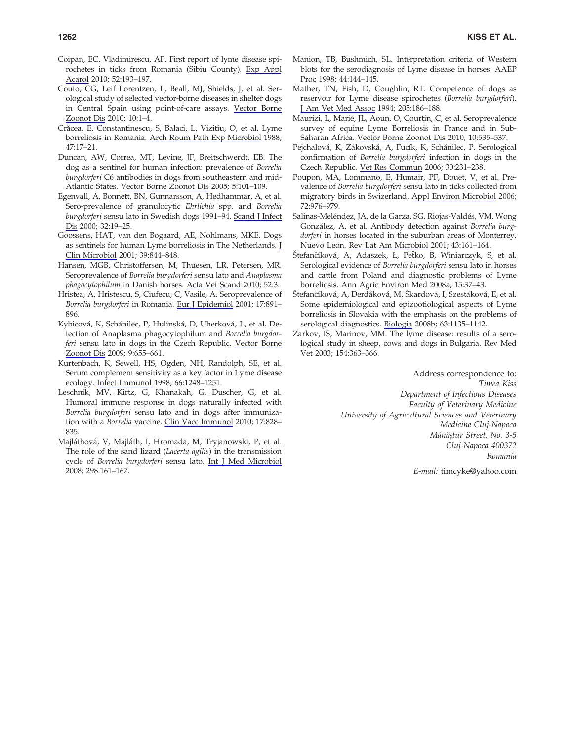Coipan, EC, Vladimirescu, AF. First report of lyme disease spirochetes in ticks from Romania (Sibiu County). Exp Appl Acarol 2010; 52:193–197.

Couto, CG, Leif Lorentzen, L, Beall, MJ, Shields, J, et al. Serological study of selected vector-borne diseases in shelter dogs in Central Spain using point-of-care assays. Vector Borne Zoonot Dis 2010; 10:1–4.

Crăcea, E, Constantinescu, S, Balaci, L, Vizitiu, O, et al. Lyme borreliosis in Romania. Arch Roum Path Exp Microbiol 1988; 47:17–21.

Duncan, AW, Correa, MT, Levine, JF, Breitschwerdt, EB. The dog as a sentinel for human infection: prevalence of *Borrelia burgdorferi* C6 antibodies in dogs from southeastern and mid-Atlantic States. Vector Borne Zoonot Dis 2005; 5:101–109.

Egenvall, A, Bonnett, BN, Gunnarsson, A, Hedhammar, A, et al. Sero-prevalence of granulocytic *Ehrlichia* spp. and *Borrelia burgdorferi* sensu lato in Swedish dogs 1991–94. Scand J Infect Dis 2000; 32:19–25.

Goossens, HAT, van den Bogaard, AE, Nohlmans, MKE. Dogs as sentinels for human Lyme borreliosis in The Netherlands. J Clin Microbiol 2001; 39:844–848.

Hansen, MGB, Christoffersen, M, Thuesen, LR, Petersen, MR. Seroprevalence of *Borrelia burgdorferi* sensu lato and *Anaplasma phagocytophilum* in Danish horses. Acta Vet Scand 2010; 52:3.

Hristea, A, Hristescu, S, Ciufecu, C, Vasile, A. Seroprevalence of *Borrelia burgdorferi* in Romania. Eur J Epidemiol 2001; 17:891–896.

Kybicová, K, Schánilec, P, Hulínská, D, Uherková, L, et al. Detection of Anaplasma phagocytophilum and *Borrelia burgdorferi* sensu lato in dogs in the Czech Republic. Vector Borne Zoonot Dis 2009; 9:655–661.

Kurtenbach, K, Sewell, HS, Ogden, NH, Randolph, SE, et al. Serum complement sensitivity as a key factor in Lyme disease ecology. Infect Immunol 1998; 66:1248–1251.

Leschnik, MV, Kirtz, G, Khanakah, G, Duscher, G, et al. Humoral immune response in dogs naturally infected with *Borrelia burgdorferi* sensu lato and in dogs after immunization with a *Borrelia* vaccine. Clin Vacc Immunol 2010; 17:828–835.

Majláthová, V, Majláth, I, Hromada, M, Tryjanowski, P, et al. The role of the sand lizard (*Lacerta agilis*) in the transmission cycle of *Borrelia burgdorferi* sensu lato. Int J Med Microbiol 2008; 298:161–167.

Manion, TB, Bushmich, SL. Interpretation criteria of Western blots for the serodiagnosis of Lyme disease in horses. AAEP Proc 1998; 44:144–145.

Mather, TN, Fish, D, Coughlin, RT. Competence of dogs as reservoir for Lyme disease spirochetes (*Borrelia burgdorferi*). J Am Vet Med Assoc 1994; 205:186–188.

Maurizi, L, Marié, JL, Aoun, O, Courtin, C, et al. Seroprevalence survey of equine Lyme Borreliosis in France and in Sub-Saharan Africa. Vector Borne Zoonot Dis 2010; 10:535–537.

Pejchalová, K, Zákovská, A, Fucík, K, Schánilec, P. Serological confirmation of *Borrelia burgdorferi* infection in dogs in the Czech Republic. Vet Res Commun 2006; 30:231–238.

Poupon, MA, Lommano, E, Humair, PF, Douet, V, et al. Prevalence of *Borrelia burgdorferi* sensu lato in ticks collected from migratory birds in Swizerland. Appl Environ Microbiol 2006; 72:976–979.

Salinas-Meléndez, JA, de la Garza, SG, Riojas-Valdés, VM, Wong González, A, et al. Antibody detection against *Borrelia burgdorferi* in horses located in the suburban areas of Monterrey, Nuevo León. Rev Lat Am Microbiol 2001; 43:161–164.

Štefančíková, A, Adaszek, Ł, Peťko, B, Winiarczyk, S, et al. Serological evidence of *Borrelia burgdorferi* sensu lato in horses and cattle from Poland and diagnostic problems of Lyme borreliosis. Ann Agric Environ Med 2008a; 15:37–43.

Štefančíková, A, Derdáková, M, Škardová, I, Szestáková, E, et al. Some epidemiological and epizootiological aspects of Lyme borreliosis in Slovakia with the emphasis on the problems of serological diagnostics. Biologia 2008b; 63:1135–1142.

Zarkov, IS, Marinov, MM. The lyme disease: results of a serological study in sheep, cows and dogs in Bulgaria. Rev Med Vet 2003; 154:363–366.

Address correspondence to:
*Timea Kiss*
*Department of Infectious Diseases*
*Faculty of Veterinary Medicine*
*University of Agricultural Sciences and Veterinary Medicine Cluj-Napoca*
*Mănăştur Street, No. 3-5*
*Cluj-Napoca 400372*
*Romania*

*E-mail:* timcyke@yahoo.com